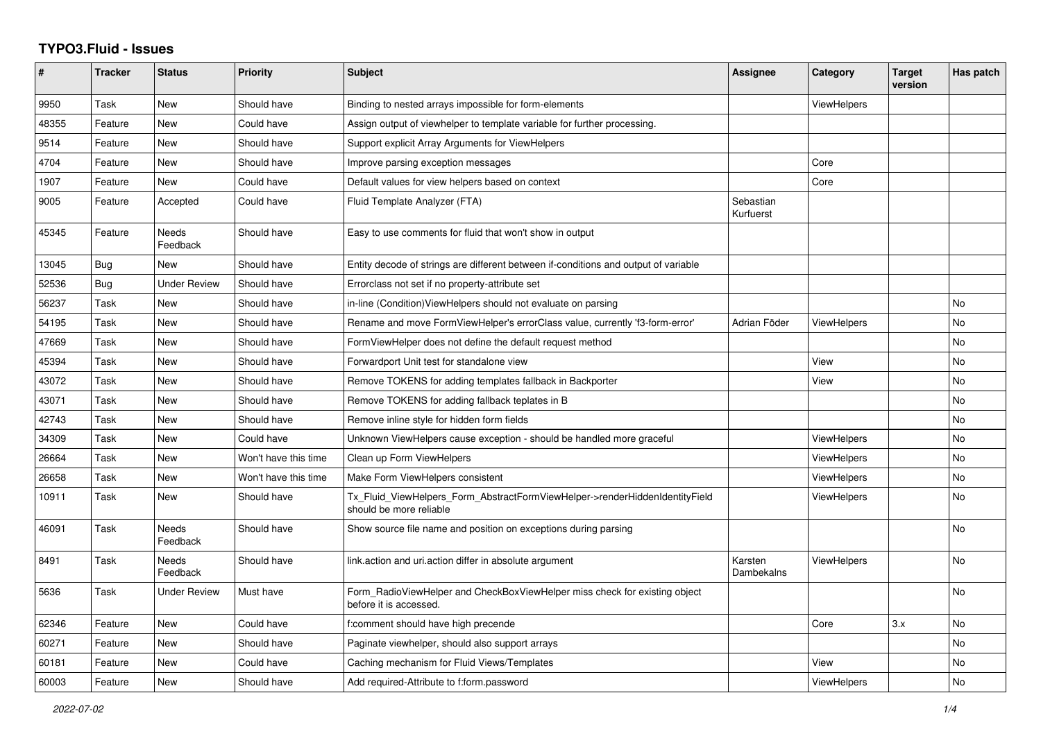# TYPO3.Fluid - Issues

| # | Tracker | Status | Priority | Subject | Assignee | Category | Target version | Has patch |
|---|---|---|---|---|---|---|---|---|
| 9950 | Task | New | Should have | Binding to nested arrays impossible for form-elements | | ViewHelpers | | |
| 48355 | Feature | New | Could have | Assign output of viewhelper to template variable for further processing. | | | | |
| 9514 | Feature | New | Should have | Support explicit Array Arguments for ViewHelpers | | | | |
| 4704 | Feature | New | Should have | Improve parsing exception messages | | Core | | |
| 1907 | Feature | New | Could have | Default values for view helpers based on context | | Core | | |
| 9005 | Feature | Accepted | Could have | Fluid Template Analyzer (FTA) | Sebastian Kurfuerst | | | |
| 45345 | Feature | Needs Feedback | Should have | Easy to use comments for fluid that won't show in output | | | | |
| 13045 | Bug | New | Should have | Entity decode of strings are different between if-conditions and output of variable | | | | |
| 52536 | Bug | Under Review | Should have | Errorclass not set if no property-attribute set | | | | |
| 56237 | Task | New | Should have | in-line (Condition)ViewHelpers should not evaluate on parsing | | | | No |
| 54195 | Task | New | Should have | Rename and move FormViewHelper's errorClass value, currently 'f3-form-error' | Adrian Föder | ViewHelpers | | No |
| 47669 | Task | New | Should have | FormViewHelper does not define the default request method | | | | No |
| 45394 | Task | New | Should have | Forwardport Unit test for standalone view | | View | | No |
| 43072 | Task | New | Should have | Remove TOKENS for adding templates fallback in Backporter | | View | | No |
| 43071 | Task | New | Should have | Remove TOKENS for adding fallback teplates in B | | | | No |
| 42743 | Task | New | Should have | Remove inline style for hidden form fields | | | | No |
| 34309 | Task | New | Could have | Unknown ViewHelpers cause exception - should be handled more graceful | | ViewHelpers | | No |
| 26664 | Task | New | Won't have this time | Clean up Form ViewHelpers | | ViewHelpers | | No |
| 26658 | Task | New | Won't have this time | Make Form ViewHelpers consistent | | ViewHelpers | | No |
| 10911 | Task | New | Should have | Tx_Fluid_ViewHelpers_Form_AbstractFormViewHelper->renderHiddenIdentityField should be more reliable | | ViewHelpers | | No |
| 46091 | Task | Needs Feedback | Should have | Show source file name and position on exceptions during parsing | | | | No |
| 8491 | Task | Needs Feedback | Should have | link.action and uri.action differ in absolute argument | Karsten Dambekalns | ViewHelpers | | No |
| 5636 | Task | Under Review | Must have | Form_RadioViewHelper and CheckBoxViewHelper miss check for existing object before it is accessed. | | | | No |
| 62346 | Feature | New | Could have | f:comment should have high precende | | Core | 3.x | No |
| 60271 | Feature | New | Should have | Paginate viewhelper, should also support arrays | | | | No |
| 60181 | Feature | New | Could have | Caching mechanism for Fluid Views/Templates | | View | | No |
| 60003 | Feature | New | Should have | Add required-Attribute to f:form.password | | ViewHelpers | | No |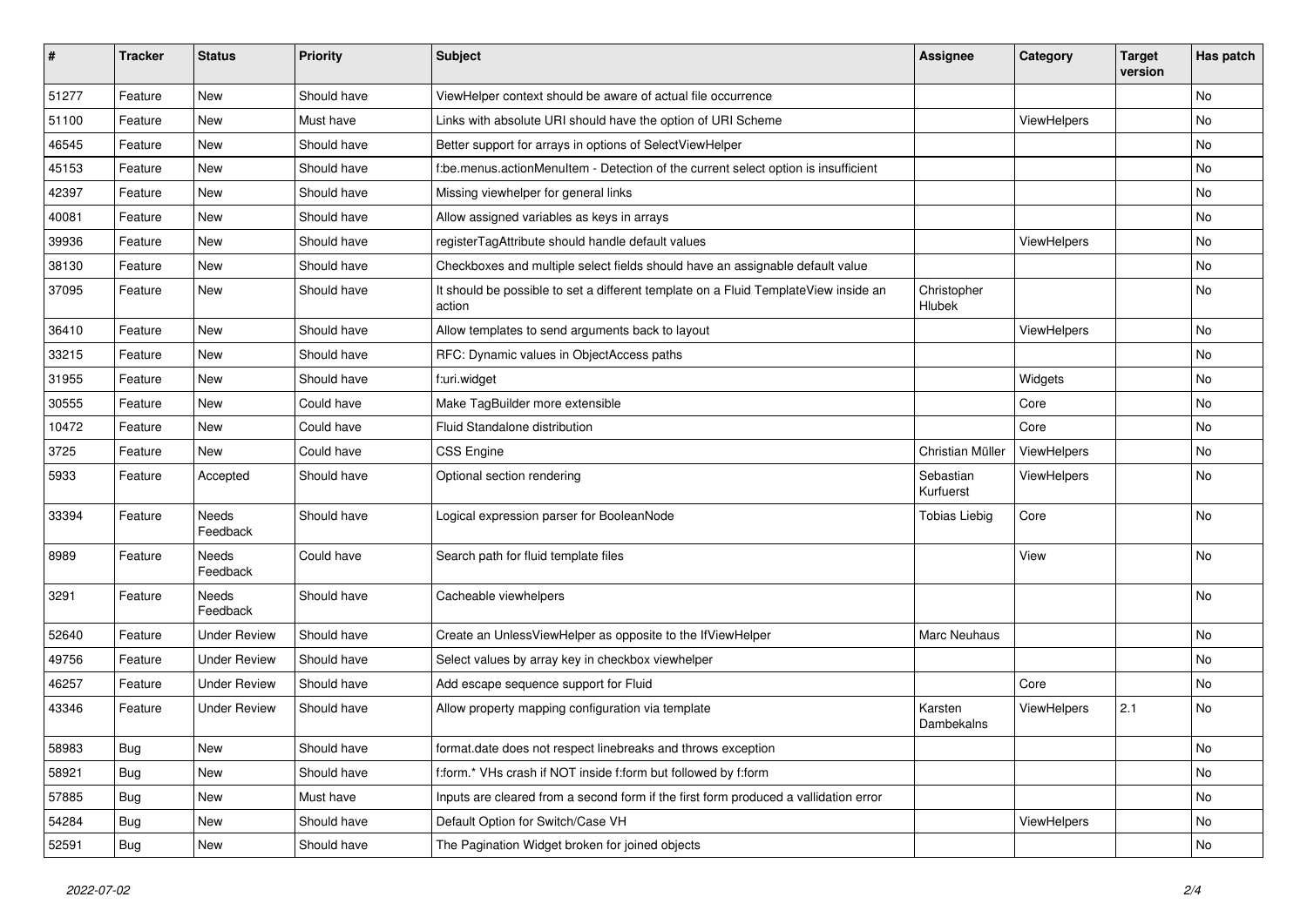| # | Tracker | Status | Priority | Subject | Assignee | Category | Target version | Has patch |
|---|---|---|---|---|---|---|---|---|
| 51277 | Feature | New | Should have | ViewHelper context should be aware of actual file occurrence | | | | No |
| 51100 | Feature | New | Must have | Links with absolute URI should have the option of URI Scheme | | ViewHelpers | | No |
| 46545 | Feature | New | Should have | Better support for arrays in options of SelectViewHelper | | | | No |
| 45153 | Feature | New | Should have | f:be.menus.actionMenuItem - Detection of the current select option is insufficient | | | | No |
| 42397 | Feature | New | Should have | Missing viewhelper for general links | | | | No |
| 40081 | Feature | New | Should have | Allow assigned variables as keys in arrays | | | | No |
| 39936 | Feature | New | Should have | registerTagAttribute should handle default values | | ViewHelpers | | No |
| 38130 | Feature | New | Should have | Checkboxes and multiple select fields should have an assignable default value | | | | No |
| 37095 | Feature | New | Should have | It should be possible to set a different template on a Fluid TemplateView inside an action | Christopher Hlubek | | | No |
| 36410 | Feature | New | Should have | Allow templates to send arguments back to layout | | ViewHelpers | | No |
| 33215 | Feature | New | Should have | RFC: Dynamic values in ObjectAccess paths | | | | No |
| 31955 | Feature | New | Should have | f:uri.widget | | Widgets | | No |
| 30555 | Feature | New | Could have | Make TagBuilder more extensible | | Core | | No |
| 10472 | Feature | New | Could have | Fluid Standalone distribution | | Core | | No |
| 3725 | Feature | New | Could have | CSS Engine | Christian Müller | ViewHelpers | | No |
| 5933 | Feature | Accepted | Should have | Optional section rendering | Sebastian Kurfuerst | ViewHelpers | | No |
| 33394 | Feature | Needs Feedback | Should have | Logical expression parser for BooleanNode | Tobias Liebig | Core | | No |
| 8989 | Feature | Needs Feedback | Could have | Search path for fluid template files | | View | | No |
| 3291 | Feature | Needs Feedback | Should have | Cacheable viewhelpers | | | | No |
| 52640 | Feature | Under Review | Should have | Create an UnlessViewHelper as opposite to the IfViewHelper | Marc Neuhaus | | | No |
| 49756 | Feature | Under Review | Should have | Select values by array key in checkbox viewhelper | | | | No |
| 46257 | Feature | Under Review | Should have | Add escape sequence support for Fluid | | Core | | No |
| 43346 | Feature | Under Review | Should have | Allow property mapping configuration via template | Karsten Dambekalns | ViewHelpers | 2.1 | No |
| 58983 | Bug | New | Should have | format.date does not respect linebreaks and throws exception | | | | No |
| 58921 | Bug | New | Should have | f:form.* VHs crash if NOT inside f:form but followed by f:form | | | | No |
| 57885 | Bug | New | Must have | Inputs are cleared from a second form if the first form produced a vallidation error | | | | No |
| 54284 | Bug | New | Should have | Default Option for Switch/Case VH | | ViewHelpers | | No |
| 52591 | Bug | New | Should have | The Pagination Widget broken for joined objects | | | | No |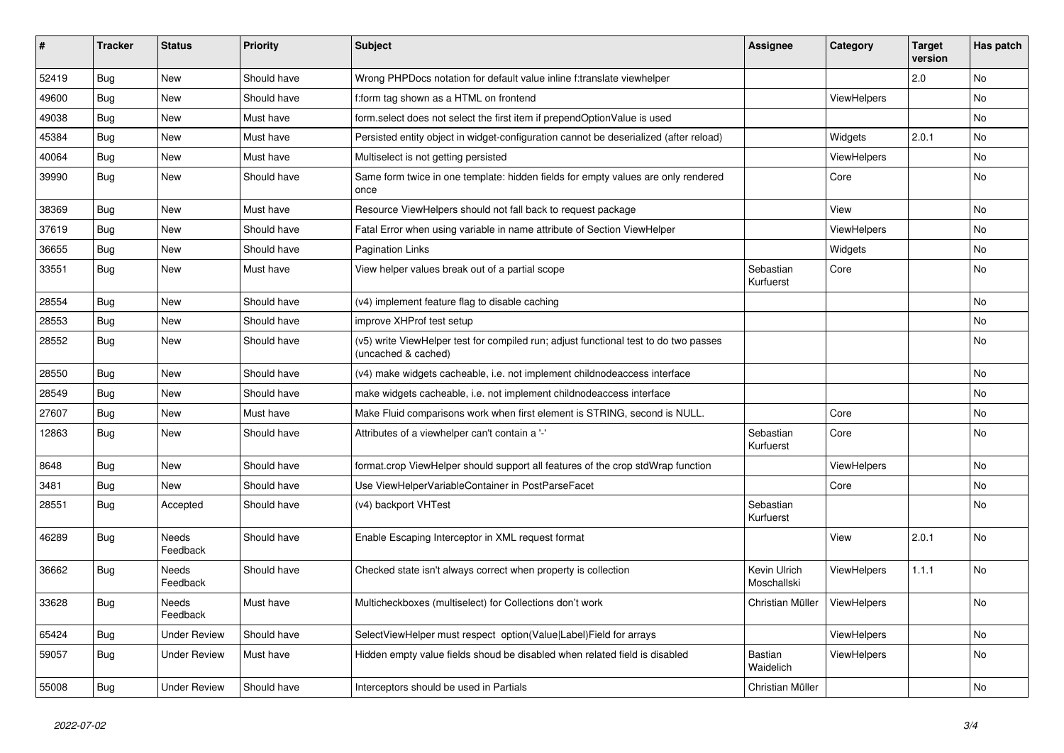| # | Tracker | Status | Priority | Subject | Assignee | Category | Target version | Has patch |
|---|---|---|---|---|---|---|---|---|
| 52419 | Bug | New | Should have | Wrong PHPDocs notation for default value inline f:translate viewhelper | | | 2.0 | No |
| 49600 | Bug | New | Should have | f:form tag shown as a HTML on frontend | | ViewHelpers | | No |
| 49038 | Bug | New | Must have | form.select does not select the first item if prependOptionValue is used | | | | No |
| 45384 | Bug | New | Must have | Persisted entity object in widget-configuration cannot be deserialized (after reload) | | Widgets | 2.0.1 | No |
| 40064 | Bug | New | Must have | Multiselect is not getting persisted | | ViewHelpers | | No |
| 39990 | Bug | New | Should have | Same form twice in one template: hidden fields for empty values are only rendered once | | Core | | No |
| 38369 | Bug | New | Must have | Resource ViewHelpers should not fall back to request package | | View | | No |
| 37619 | Bug | New | Should have | Fatal Error when using variable in name attribute of Section ViewHelper | | ViewHelpers | | No |
| 36655 | Bug | New | Should have | Pagination Links | | Widgets | | No |
| 33551 | Bug | New | Must have | View helper values break out of a partial scope | Sebastian Kurfuerst | Core | | No |
| 28554 | Bug | New | Should have | (v4) implement feature flag to disable caching | | | | No |
| 28553 | Bug | New | Should have | improve XHProf test setup | | | | No |
| 28552 | Bug | New | Should have | (v5) write ViewHelper test for compiled run; adjust functional test to do two passes (uncached & cached) | | | | No |
| 28550 | Bug | New | Should have | (v4) make widgets cacheable, i.e. not implement childnodeaccess interface | | | | No |
| 28549 | Bug | New | Should have | make widgets cacheable, i.e. not implement childnodeaccess interface | | | | No |
| 27607 | Bug | New | Must have | Make Fluid comparisons work when first element is STRING, second is NULL. | | Core | | No |
| 12863 | Bug | New | Should have | Attributes of a viewhelper can't contain a '-' | Sebastian Kurfuerst | Core | | No |
| 8648 | Bug | New | Should have | format.crop ViewHelper should support all features of the crop stdWrap function | | ViewHelpers | | No |
| 3481 | Bug | New | Should have | Use ViewHelperVariableContainer in PostParseFacet | | Core | | No |
| 28551 | Bug | Accepted | Should have | (v4) backport VHTest | Sebastian Kurfuerst | | | No |
| 46289 | Bug | Needs Feedback | Should have | Enable Escaping Interceptor in XML request format | | View | 2.0.1 | No |
| 36662 | Bug | Needs Feedback | Should have | Checked state isn't always correct when property is collection | Kevin Ulrich Moschallski | ViewHelpers | 1.1.1 | No |
| 33628 | Bug | Needs Feedback | Must have | Multicheckboxes (multiselect) for Collections don't work | Christian Müller | ViewHelpers | | No |
| 65424 | Bug | Under Review | Should have | SelectViewHelper must respect option(Value\|Label)Field for arrays | | ViewHelpers | | No |
| 59057 | Bug | Under Review | Must have | Hidden empty value fields shoud be disabled when related field is disabled | Bastian Waidelich | ViewHelpers | | No |
| 55008 | Bug | Under Review | Should have | Interceptors should be used in Partials | Christian Müller | | | No |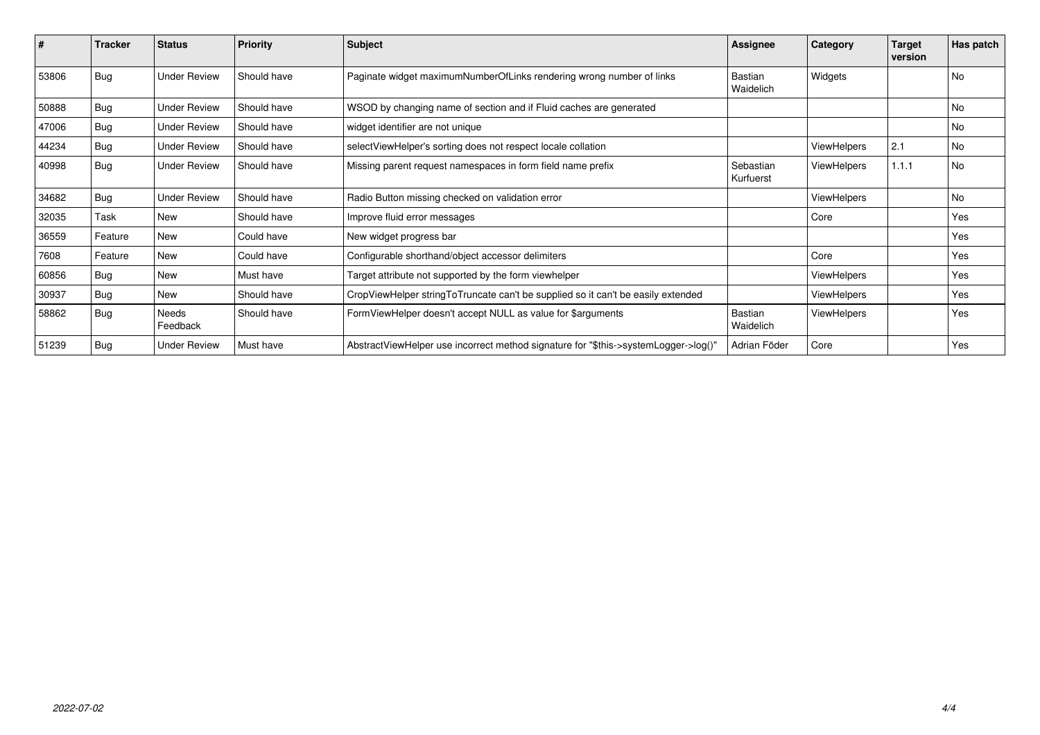| # | Tracker | Status | Priority | Subject | Assignee | Category | Target version | Has patch |
|---|---|---|---|---|---|---|---|---|
| 53806 | Bug | Under Review | Should have | Paginate widget maximumNumberOfLinks rendering wrong number of links | Bastian Waidelich | Widgets | | No |
| 50888 | Bug | Under Review | Should have | WSOD by changing name of section and if Fluid caches are generated | | | | No |
| 47006 | Bug | Under Review | Should have | widget identifier are not unique | | | | No |
| 44234 | Bug | Under Review | Should have | selectViewHelper's sorting does not respect locale collation | | ViewHelpers | 2.1 | No |
| 40998 | Bug | Under Review | Should have | Missing parent request namespaces in form field name prefix | Sebastian Kurfuerst | ViewHelpers | 1.1.1 | No |
| 34682 | Bug | Under Review | Should have | Radio Button missing checked on validation error | | ViewHelpers | | No |
| 32035 | Task | New | Should have | Improve fluid error messages | | Core | | Yes |
| 36559 | Feature | New | Could have | New widget progress bar | | | | Yes |
| 7608 | Feature | New | Could have | Configurable shorthand/object accessor delimiters | | Core | | Yes |
| 60856 | Bug | New | Must have | Target attribute not supported by the form viewhelper | | ViewHelpers | | Yes |
| 30937 | Bug | New | Should have | CropViewHelper stringToTruncate can't be supplied so it can't be easily extended | | ViewHelpers | | Yes |
| 58862 | Bug | Needs Feedback | Should have | FormViewHelper doesn't accept NULL as value for $arguments | Bastian Waidelich | ViewHelpers | | Yes |
| 51239 | Bug | Under Review | Must have | AbstractViewHelper use incorrect method signature for "$this->systemLogger->log()" | Adrian Föder | Core | | Yes |